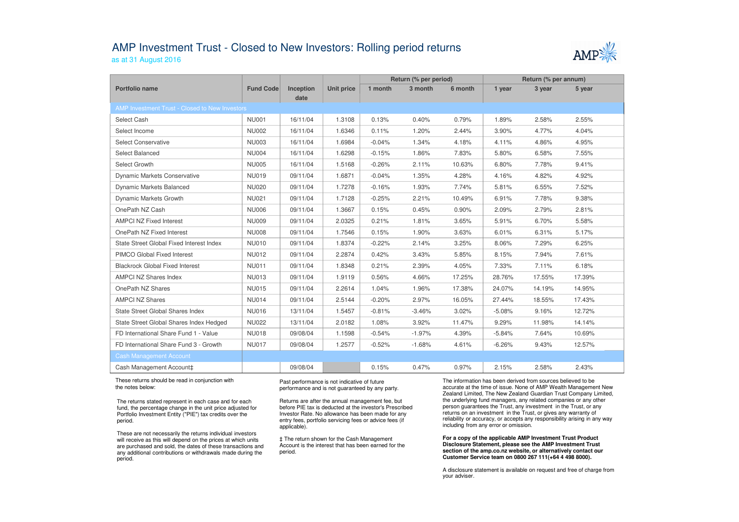# AMP Investment Trust - Closed to New Investors: Rolling period returns

as at 31 August 2016

| Portfolio name | Fund Code | Inception date | Unit price | Return (% per period) | | | Return (% per annum) | | |
|---|---|---|---|---|---|---|---|---|---|
| | | | | 1 month | 3 month | 6 month | 1 year | 3 year | 5 year |
| **AMP Investment Trust - Closed to New Investors** | | | | | | | | | |
| Select Cash | NU001 | 16/11/04 | 1.3108 | 0.13% | 0.40% | 0.79% | 1.89% | 2.58% | 2.55% |
| Select Income | NU002 | 16/11/04 | 1.6346 | 0.11% | 1.20% | 2.44% | 3.90% | 4.77% | 4.04% |
| Select Conservative | NU003 | 16/11/04 | 1.6984 | -0.04% | 1.34% | 4.18% | 4.11% | 4.86% | 4.95% |
| Select Balanced | NU004 | 16/11/04 | 1.6298 | -0.15% | 1.86% | 7.83% | 5.80% | 6.58% | 7.55% |
| Select Growth | NU005 | 16/11/04 | 1.5168 | -0.26% | 2.11% | 10.63% | 6.80% | 7.78% | 9.41% |
| Dynamic Markets Conservative | NU019 | 09/11/04 | 1.6871 | -0.04% | 1.35% | 4.28% | 4.16% | 4.82% | 4.92% |
| Dynamic Markets Balanced | NU020 | 09/11/04 | 1.7278 | -0.16% | 1.93% | 7.74% | 5.81% | 6.55% | 7.52% |
| Dynamic Markets Growth | NU021 | 09/11/04 | 1.7128 | -0.25% | 2.21% | 10.49% | 6.91% | 7.78% | 9.38% |
| OnePath NZ Cash | NU006 | 09/11/04 | 1.3667 | 0.15% | 0.45% | 0.90% | 2.09% | 2.79% | 2.81% |
| AMPCI NZ Fixed Interest | NU009 | 09/11/04 | 2.0325 | 0.21% | 1.81% | 3.65% | 5.91% | 6.70% | 5.58% |
| OnePath NZ Fixed Interest | NU008 | 09/11/04 | 1.7546 | 0.15% | 1.90% | 3.63% | 6.01% | 6.31% | 5.17% |
| State Street Global Fixed Interest Index | NU010 | 09/11/04 | 1.8374 | -0.22% | 2.14% | 3.25% | 8.06% | 7.29% | 6.25% |
| PIMCO Global Fixed Interest | NU012 | 09/11/04 | 2.2874 | 0.42% | 3.43% | 5.85% | 8.15% | 7.94% | 7.61% |
| Blackrock Global Fixed Interest | NU011 | 09/11/04 | 1.8348 | 0.21% | 2.39% | 4.05% | 7.33% | 7.11% | 6.18% |
| AMPCI NZ Shares Index | NU013 | 09/11/04 | 1.9119 | 0.56% | 4.66% | 17.25% | 28.76% | 17.55% | 17.39% |
| OnePath NZ Shares | NU015 | 09/11/04 | 2.2614 | 1.04% | 1.96% | 17.38% | 24.07% | 14.19% | 14.95% |
| AMPCI NZ Shares | NU014 | 09/11/04 | 2.5144 | -0.20% | 2.97% | 16.05% | 27.44% | 18.55% | 17.43% |
| State Street Global Shares Index | NU016 | 13/11/04 | 1.5457 | -0.81% | -3.46% | 3.02% | -5.08% | 9.16% | 12.72% |
| State Street Global Shares Index Hedged | NU022 | 13/11/04 | 2.0182 | 1.08% | 3.92% | 11.47% | 9.29% | 11.98% | 14.14% |
| FD International Share Fund 1 - Value | NU018 | 09/08/04 | 1.1598 | -0.54% | -1.97% | 4.39% | -5.84% | 7.64% | 10.69% |
| FD International Share Fund 3 - Growth | NU017 | 09/08/04 | 1.2577 | -0.52% | -1.68% | 4.61% | -6.26% | 9.43% | 12.57% |
| **Cash Management Account** | | | | | | | | | |
| Cash Management Account‡ | | 09/08/04 | | 0.15% | 0.47% | 0.97% | 2.15% | 2.58% | 2.43% |

These returns should be read in conjunction with the notes below:

The returns stated represent in each case and for each fund, the percentage change in the unit price adjusted for Portfolio Investment Entity ("PIE") tax credits over the period.

These are not necessarily the returns individual investors will receive as this will depend on the prices at which units are purchased and sold, the dates of these transactions and any additional contributions or withdrawals made during the period.

Past performance is not indicative of future performance and is not guaranteed by any party.

Returns are after the annual management fee, but before PIE tax is deducted at the investor's Prescribed Investor Rate. No allowance has been made for any entry fees, portfolio servicing fees or advice fees (if applicable).

‡ The return shown for the Cash Management Account is the interest that has been earned for the period.

The information has been derived from sources believed to be accurate at the time of issue. None of AMP Wealth Management New Zealand Limited, The New Zealand Guardian Trust Company Limited, the underlying fund managers, any related companies or any other person guarantees the Trust, any investment in the Trust, or any returns on an investment in the Trust, or gives any warranty of reliability or accuracy, or accepts any responsibility arising in any way including from any error or omission.

**For a copy of the applicable AMP Investment Trust Product Disclosure Statement, please see the AMP Investment Trust section of the amp.co.nz website, or alternatively contact our Customer Service team on 0800 267 111(+64 4 498 8000).**

A disclosure statement is available on request and free of charge from your adviser.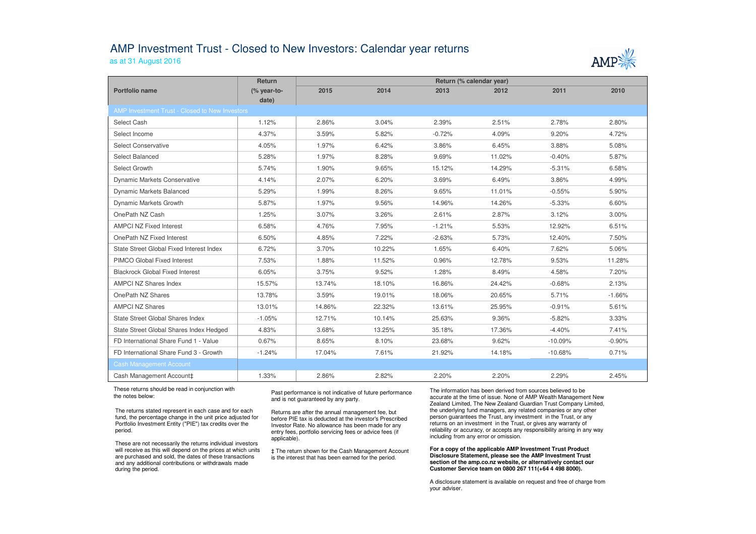# AMP Investment Trust - Closed to New Investors: Calendar year returns

as at 31 August 2016

| Portfolio name | Return (% year-to-date) | Return (% calendar year) | | | | | |
|---|---|---|---|---|---|---|---|
| | | 2015 | 2014 | 2013 | 2012 | 2011 | 2010 |
| **AMP Investment Trust - Closed to New Investors** | | | | | | | |
| Select Cash | 1.12% | 2.86% | 3.04% | 2.39% | 2.51% | 2.78% | 2.80% |
| Select Income | 4.37% | 3.59% | 5.82% | -0.72% | 4.09% | 9.20% | 4.72% |
| Select Conservative | 4.05% | 1.97% | 6.42% | 3.86% | 6.45% | 3.88% | 5.08% |
| Select Balanced | 5.28% | 1.97% | 8.28% | 9.69% | 11.02% | -0.40% | 5.87% |
| Select Growth | 5.74% | 1.90% | 9.65% | 15.12% | 14.29% | -5.31% | 6.58% |
| Dynamic Markets Conservative | 4.14% | 2.07% | 6.20% | 3.69% | 6.49% | 3.86% | 4.99% |
| Dynamic Markets Balanced | 5.29% | 1.99% | 8.26% | 9.65% | 11.01% | -0.55% | 5.90% |
| Dynamic Markets Growth | 5.87% | 1.97% | 9.56% | 14.96% | 14.26% | -5.33% | 6.60% |
| OnePath NZ Cash | 1.25% | 3.07% | 3.26% | 2.61% | 2.87% | 3.12% | 3.00% |
| AMPCI NZ Fixed Interest | 6.58% | 4.76% | 7.95% | -1.21% | 5.53% | 12.92% | 6.51% |
| OnePath NZ Fixed Interest | 6.50% | 4.85% | 7.22% | -2.63% | 5.73% | 12.40% | 7.50% |
| State Street Global Fixed Interest Index | 6.72% | 3.70% | 10.22% | 1.65% | 6.40% | 7.62% | 5.06% |
| PIMCO Global Fixed Interest | 7.53% | 1.88% | 11.52% | 0.96% | 12.78% | 9.53% | 11.28% |
| Blackrock Global Fixed Interest | 6.05% | 3.75% | 9.52% | 1.28% | 8.49% | 4.58% | 7.20% |
| AMPCI NZ Shares Index | 15.57% | 13.74% | 18.10% | 16.86% | 24.42% | -0.68% | 2.13% |
| OnePath NZ Shares | 13.78% | 3.59% | 19.01% | 18.06% | 20.65% | 5.71% | -1.66% |
| AMPCI NZ Shares | 13.01% | 14.86% | 22.32% | 13.61% | 25.95% | -0.91% | 5.61% |
| State Street Global Shares Index | -1.05% | 12.71% | 10.14% | 25.63% | 9.36% | -5.82% | 3.33% |
| State Street Global Shares Index Hedged | 4.83% | 3.68% | 13.25% | 35.18% | 17.36% | -4.40% | 7.41% |
| FD International Share Fund 1 - Value | 0.67% | 8.65% | 8.10% | 23.68% | 9.62% | -10.09% | -0.90% |
| FD International Share Fund 3 - Growth | -1.24% | 17.04% | 7.61% | 21.92% | 14.18% | -10.68% | 0.71% |
| **Cash Management Account** | | | | | | | |
| Cash Management Account‡ | 1.33% | 2.86% | 2.82% | 2.20% | 2.20% | 2.29% | 2.45% |

These returns should be read in conjunction with the notes below:

The returns stated represent in each case and for each fund, the percentage change in the unit price adjusted for Portfolio Investment Entity ("PIE") tax credits over the period.

These are not necessarily the returns individual investors will receive as this will depend on the prices at which units are purchased and sold, the dates of these transactions and any additional contributions or withdrawals made during the period.

Past performance is not indicative of future performance and is not guaranteed by any party.

Returns are after the annual management fee, but before PIE tax is deducted at the investor's Prescribed Investor Rate. No allowance has been made for any entry fees, portfolio servicing fees or advice fees (if applicable).

‡ The return shown for the Cash Management Account is the interest that has been earned for the period.

The information has been derived from sources believed to be accurate at the time of issue. None of AMP Wealth Management New Zealand Limited, The New Zealand Guardian Trust Company Limited, the underlying fund managers, any related companies or any other person guarantees the Trust, any investment in the Trust, or any returns on an investment in the Trust, or gives any warranty of reliability or accuracy, or accepts any responsibility arising in any way including from any error or omission.

**For a copy of the applicable AMP Investment Trust Product Disclosure Statement, please see the AMP Investment Trust section of the amp.co.nz website, or alternatively contact our Customer Service team on 0800 267 111(+64 4 498 8000).**

A disclosure statement is available on request and free of charge from your adviser.